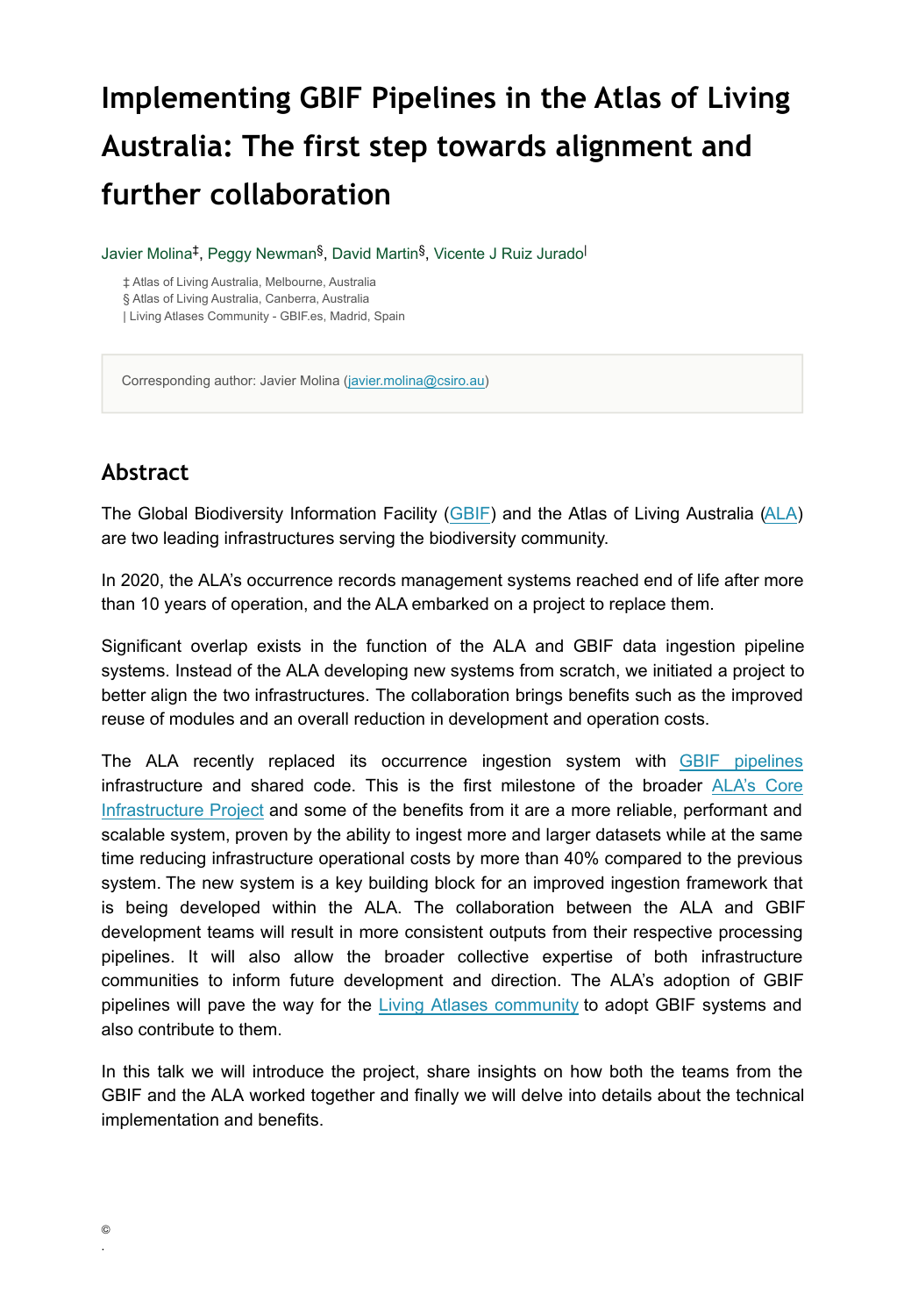# Implementing GBIF Pipelines in the Atlas of Living Australia: The first step towards alignment and further collaboration

Javier Molina[‡], Peggy Newman[§], David Martin[§], Vicente J Ruiz Jurado[|]

‡ Atlas of Living Australia, Melbourne, Australia
§ Atlas of Living Australia, Canberra, Australia
| Living Atlases Community - GBIF.es, Madrid, Spain

Corresponding author: Javier Molina (javier.molina@csiro.au)

## Abstract

The Global Biodiversity Information Facility (GBIF) and the Atlas of Living Australia (ALA) are two leading infrastructures serving the biodiversity community.

In 2020, the ALA's occurrence records management systems reached end of life after more than 10 years of operation, and the ALA embarked on a project to replace them.

Significant overlap exists in the function of the ALA and GBIF data ingestion pipeline systems. Instead of the ALA developing new systems from scratch, we initiated a project to better align the two infrastructures. The collaboration brings benefits such as the improved reuse of modules and an overall reduction in development and operation costs.

The ALA recently replaced its occurrence ingestion system with GBIF pipelines infrastructure and shared code. This is the first milestone of the broader ALA's Core Infrastructure Project and some of the benefits from it are a more reliable, performant and scalable system, proven by the ability to ingest more and larger datasets while at the same time reducing infrastructure operational costs by more than 40% compared to the previous system. The new system is a key building block for an improved ingestion framework that is being developed within the ALA. The collaboration between the ALA and GBIF development teams will result in more consistent outputs from their respective processing pipelines. It will also allow the broader collective expertise of both infrastructure communities to inform future development and direction. The ALA's adoption of GBIF pipelines will pave the way for the Living Atlases community to adopt GBIF systems and also contribute to them.

In this talk we will introduce the project, share insights on how both the teams from the GBIF and the ALA worked together and finally we will delve into details about the technical implementation and benefits.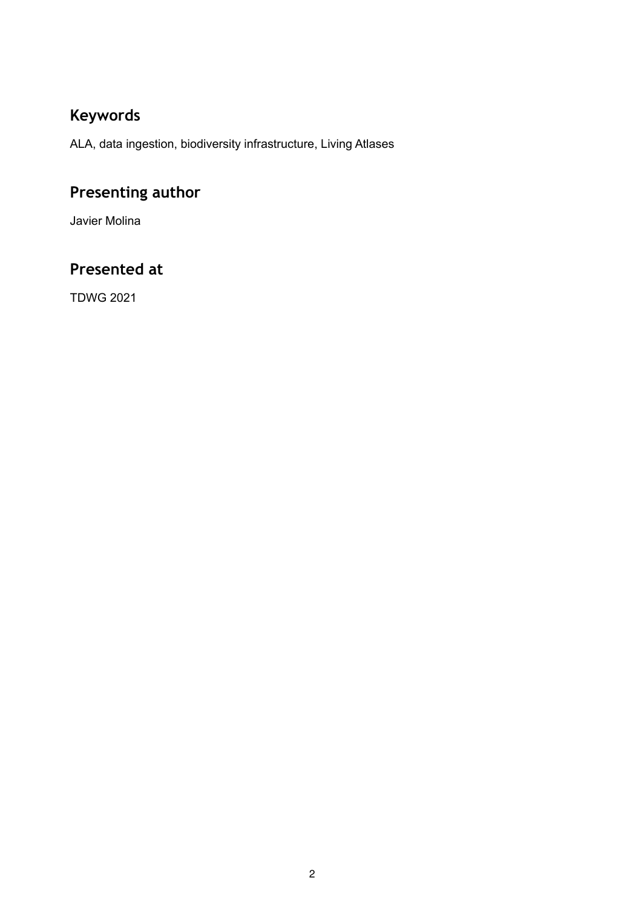## Keywords

ALA, data ingestion, biodiversity infrastructure, Living Atlases

## Presenting author

Javier Molina

## Presented at

TDWG 2021